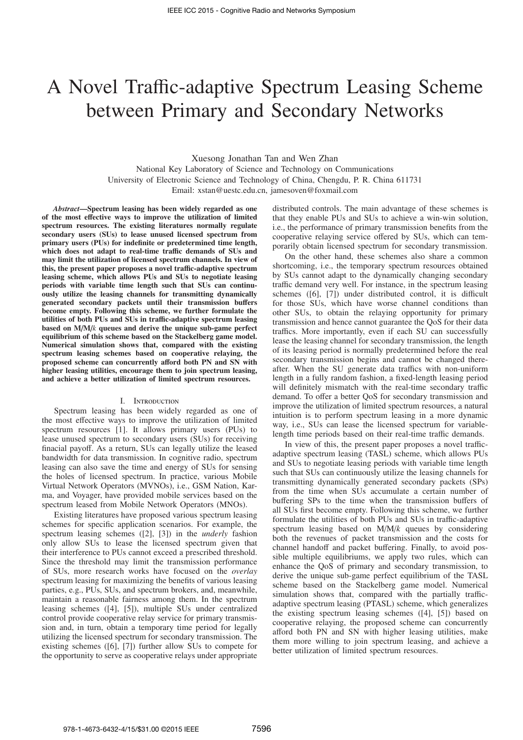# A Novel Traffic-adaptive Spectrum Leasing Scheme between Primary and Secondary Networks

Xuesong Jonathan Tan and Wen Zhan
National Key Laboratory of Science and Technology on Communications
University of Electronic Science and Technology of China, Chengdu, P. R. China 611731
Email: xstan@uestc.edu.cn, jamesoven@foxmail.com

***Abstract*—Spectrum leasing has been widely regarded as one of the most effective ways to improve the utilization of limited spectrum resources. The existing literatures normally regulate secondary users (SUs) to lease unused licensed spectrum from primary users (PUs) for indefinite or predetermined time length, which does not adapt to real-time traffic demands of SUs and may limit the utilization of licensed spectrum channels. In view of this, the present paper proposes a novel traffic-adaptive spectrum leasing scheme, which allows PUs and SUs to negotiate leasing periods with variable time length such that SUs can continuously utilize the leasing channels for transmitting dynamically generated secondary packets until their transmission buffers become empty. Following this scheme, we further formulate the utilities of both PUs and SUs in traffic-adaptive spectrum leasing based on M/M/*k* queues and derive the unique sub-game perfect equilibrium of this scheme based on the Stackelberg game model. Numerical simulation shows that, compared with the existing spectrum leasing schemes based on cooperative relaying, the proposed scheme can concurrently afford both PN and SN with higher leasing utilities, encourage them to join spectrum leasing, and achieve a better utilization of limited spectrum resources.**

## I. Introduction

Spectrum leasing has been widely regarded as one of the most effective ways to improve the utilization of limited spectrum resources [1]. It allows primary users (PUs) to lease unused spectrum to secondary users (SUs) for receiving finacial payoff. As a return, SUs can legally utilize the leased bandwidth for data transmission. In cognitive radio, spectrum leasing can also save the time and energy of SUs for sensing the holes of licensed spectrum. In practice, various Mobile Virtual Network Operators (MVNOs), i.e., GSM Nation, Karma, and Voyager, have provided mobile services based on the spectrum leased from Mobile Network Operators (MNOs).

Existing literatures have proposed various spectrum leasing schemes for specific application scenarios. For example, the spectrum leasing schemes ([2], [3]) in the *underly* fashion only allow SUs to lease the licensed spectrum given that their interference to PUs cannot exceed a prescribed threshold. Since the threshold may limit the transmission performance of SUs, more research works have focused on the *overlay* spectrum leasing for maximizing the benefits of various leasing parties, e.g., PUs, SUs, and spectrum brokers, and, meanwhile, maintain a reasonable fairness among them. In the spectrum leasing schemes ([4], [5]), multiple SUs under centralized control provide cooperative relay service for primary transmission and, in turn, obtain a temporary time period for legally utilizing the licensed spectrum for secondary transmission. The existing schemes ([6], [7]) further allow SUs to compete for the opportunity to serve as cooperative relays under appropriate distributed controls. The main advantage of these schemes is that they enable PUs and SUs to achieve a win-win solution, i.e., the performance of primary transmission benefits from the cooperative relaying service offered by SUs, which can temporarily obtain licensed spectrum for secondary transmission.

On the other hand, these schemes also share a common shortcoming, i.e., the temporary spectrum resources obtained by SUs cannot adapt to the dynamically changing secondary traffic demand very well. For instance, in the spectrum leasing schemes ([6], [7]) under distributed control, it is difficult for those SUs, which have worse channel conditions than other SUs, to obtain the relaying opportunity for primary transmission and hence cannot guarantee the QoS for their data traffics. More importantly, even if each SU can successfully lease the leasing channel for secondary transmission, the length of its leasing period is normally predetermined before the real secondary transmission begins and cannot be changed thereafter. When the SU generate data traffics with non-uniform length in a fully random fashion, a fixed-length leasing period will definitely mismatch with the real-time secondary traffic demand. To offer a better QoS for secondary transmission and improve the utilization of limited spectrum resources, a natural intuition is to perform spectrum leasing in a more dynamic way, i.e., SUs can lease the licensed spectrum for variable-length time periods based on their real-time traffic demands.

In view of this, the present paper proposes a novel traffic-adaptive spectrum leasing (TASL) scheme, which allows PUs and SUs to negotiate leasing periods with variable time length such that SUs can continuously utilize the leasing channels for transmitting dynamically generated secondary packets (SPs) from the time when SUs accumulate a certain number of buffering SPs to the time when the transmission buffers of all SUs first become empty. Following this scheme, we further formulate the utilities of both PUs and SUs in traffic-adaptive spectrum leasing based on M/M/*k* queues by considering both the revenues of packet transmission and the costs for channel handoff and packet buffering. Finally, to avoid possible multiple equilibriums, we apply two rules, which can enhance the QoS of primary and secondary transmission, to derive the unique sub-game perfect equilibrium of the TASL scheme based on the Stackelberg game model. Numerical simulation shows that, compared with the partially traffic-adaptive spectrum leasing (PTASL) scheme, which generalizes the existing spectrum leasing schemes ([4], [5]) based on cooperative relaying, the proposed scheme can concurrently afford both PN and SN with higher leasing utilities, make them more willing to join spectrum leasing, and achieve a better utilization of limited spectrum resources.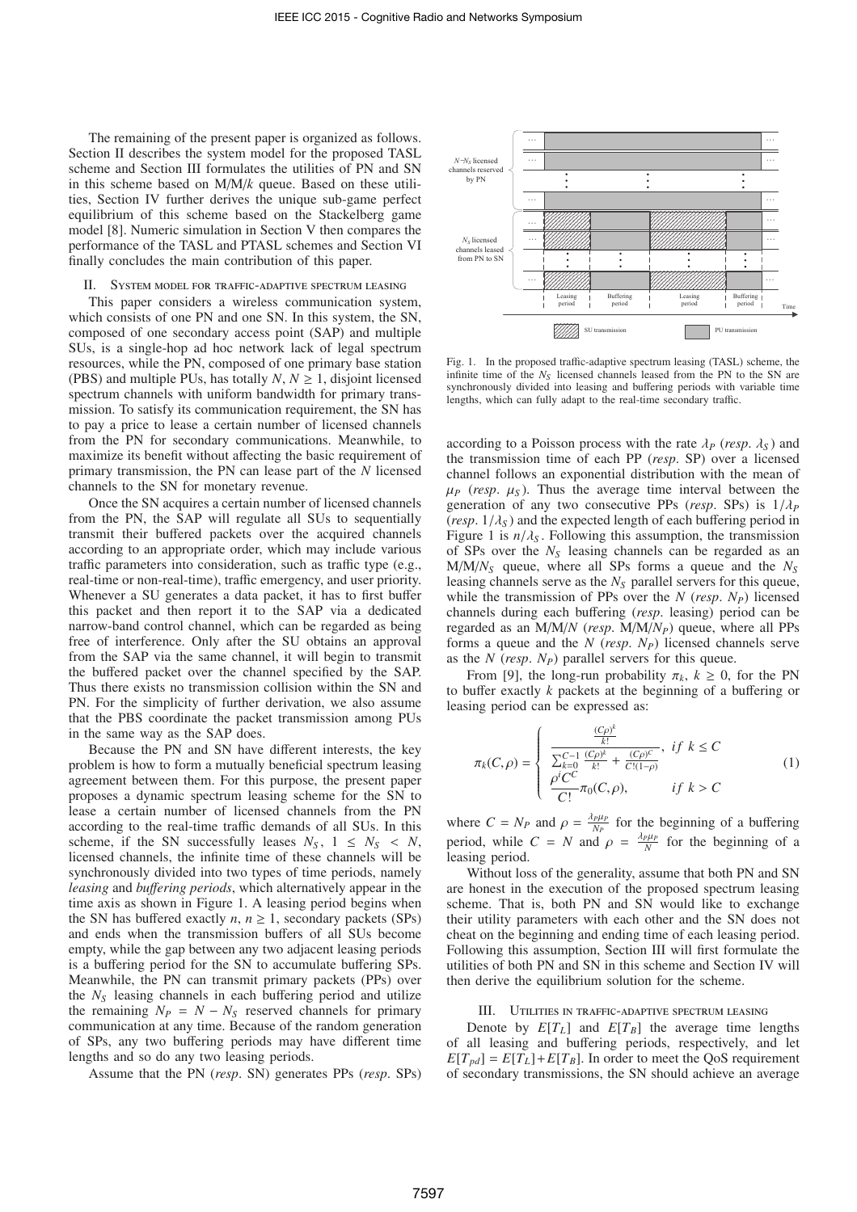The remaining of the present paper is organized as follows. Section II describes the system model for the proposed TASL scheme and Section III formulates the utilities of PN and SN in this scheme based on M/M/$k$ queue. Based on these utilities, Section IV further derives the unique sub-game perfect equilibrium of this scheme based on the Stackelberg game model [8]. Numeric simulation in Section V then compares the performance of the TASL and PTASL schemes and Section VI finally concludes the main contribution of this paper.

## II. System model for traffic-adaptive spectrum leasing

This paper considers a wireless communication system, which consists of one PN and one SN. In this system, the SN, composed of one secondary access point (SAP) and multiple SUs, is a single-hop ad hoc network lack of legal spectrum resources, while the PN, composed of one primary base station (PBS) and multiple PUs, has totally $N$, $N \geq 1$, disjoint licensed spectrum channels with uniform bandwidth for primary transmission. To satisfy its communication requirement, the SN has to pay a price to lease a certain number of licensed channels from the PN for secondary communications. Meanwhile, to maximize its benefit without affecting the basic requirement of primary transmission, the PN can lease part of the $N$ licensed channels to the SN for monetary revenue.

Once the SN acquires a certain number of licensed channels from the PN, the SAP will regulate all SUs to sequentially transmit their buffered packets over the acquired channels according to an appropriate order, which may include various traffic parameters into consideration, such as traffic type (e.g., real-time or non-real-time), traffic emergency, and user priority. Whenever a SU generates a data packet, it has to first buffer this packet and then report it to the SAP via a dedicated narrow-band control channel, which can be regarded as being free of interference. Only after the SU obtains an approval from the SAP via the same channel, it will begin to transmit the buffered packet over the channel specified by the SAP. Thus there exists no transmission collision within the SN and PN. For the simplicity of further derivation, we also assume that the PBS coordinate the packet transmission among PUs in the same way as the SAP does.

Because the PN and SN have different interests, the key problem is how to form a mutually beneficial spectrum leasing agreement between them. For this purpose, the present paper proposes a dynamic spectrum leasing scheme for the SN to lease a certain number of licensed channels from the PN according to the real-time traffic demands of all SUs. In this scheme, if the SN successfully leases $N_S$, $1 \leq N_S < N$, licensed channels, the infinite time of these channels will be synchronously divided into two types of time periods, namely *leasing* and *buffering periods*, which alternatively appear in the time axis as shown in Figure 1. A leasing period begins when the SN has buffered exactly $n$, $n \geq 1$, secondary packets (SPs) and ends when the transmission buffers of all SUs become empty, while the gap between any two adjacent leasing periods is a buffering period for the SN to accumulate buffering SPs. Meanwhile, the PN can transmit primary packets (PPs) over the $N_S$ leasing channels in each buffering period and utilize the remaining $N_P = N - N_S$ reserved channels for primary communication at any time. Because of the random generation of SPs, any two buffering periods may have different time lengths and so do any two leasing periods.

Assume that the PN (*resp*. SN) generates PPs (*resp*. SPs) according to a Poisson process with the rate $\lambda_P$ (*resp*. $\lambda_S$) and the transmission time of each PP (*resp*. SP) over a licensed channel follows an exponential distribution with the mean of $\mu_P$ (*resp*. $\mu_S$). Thus the average time interval between the generation of any two consecutive PPs (*resp*. SPs) is $1/\lambda_P$ (*resp*. $1/\lambda_S$) and the expected length of each buffering period in Figure 1 is $n/\lambda_S$. Following this assumption, the transmission of SPs over the $N_S$ leasing channels can be regarded as an M/M/$N_S$ queue, where all SPs forms a queue and the $N_S$ leasing channels serve as the $N_S$ parallel servers for this queue, while the transmission of PPs over the $N$ (*resp*. $N_P$) licensed channels during each buffering (*resp*. leasing) period can be regarded as an M/M/$N$ (*resp*. M/M/$N_P$) queue, where all PPs forms a queue and the $N$ (*resp*. $N_P$) licensed channels serve as the $N$ (*resp*. $N_P$) parallel servers for this queue.

Fig. 1. In the proposed traffic-adaptive spectrum leasing (TASL) scheme, the infinite time of the $N_S$ licensed channels leased from the PN to the SN are synchronously divided into leasing and buffering periods with variable time lengths, which can fully adapt to the real-time secondary traffic.

From [9], the long-run probability $\pi_k$, $k \geq 0$, for the PN to buffer exactly $k$ packets at the beginning of a buffering or leasing period can be expressed as:

$$\pi_k(C,\rho) = \begin{cases} \dfrac{\frac{(C\rho)^k}{k!}}{\sum_{k=0}^{C-1}\frac{(C\rho)^k}{k!} + \frac{(C\rho)^C}{C!(1-\rho)}}, & if\ k \leq C \\ \dfrac{\rho^i C^C}{C!}\pi_0(C,\rho), & if\ k > C \end{cases} \tag{1}$$

where $C = N_P$ and $\rho = \frac{\lambda_P \mu_P}{N_P}$ for the beginning of a buffering period, while $C = N$ and $\rho = \frac{\lambda_P \mu_P}{N}$ for the beginning of a leasing period.

Without loss of the generality, assume that both PN and SN are honest in the execution of the proposed spectrum leasing scheme. That is, both PN and SN would like to exchange their utility parameters with each other and the SN does not cheat on the beginning and ending time of each leasing period. Following this assumption, Section III will first formulate the utilities of both PN and SN in this scheme and Section IV will then derive the equilibrium solution for the scheme.

## III. Utilities in traffic-adaptive spectrum leasing

Denote by $E[T_L]$ and $E[T_B]$ the average time lengths of all leasing and buffering periods, respectively, and let $E[T_{pd}] = E[T_L] + E[T_B]$. In order to meet the QoS requirement of secondary transmissions, the SN should achieve an average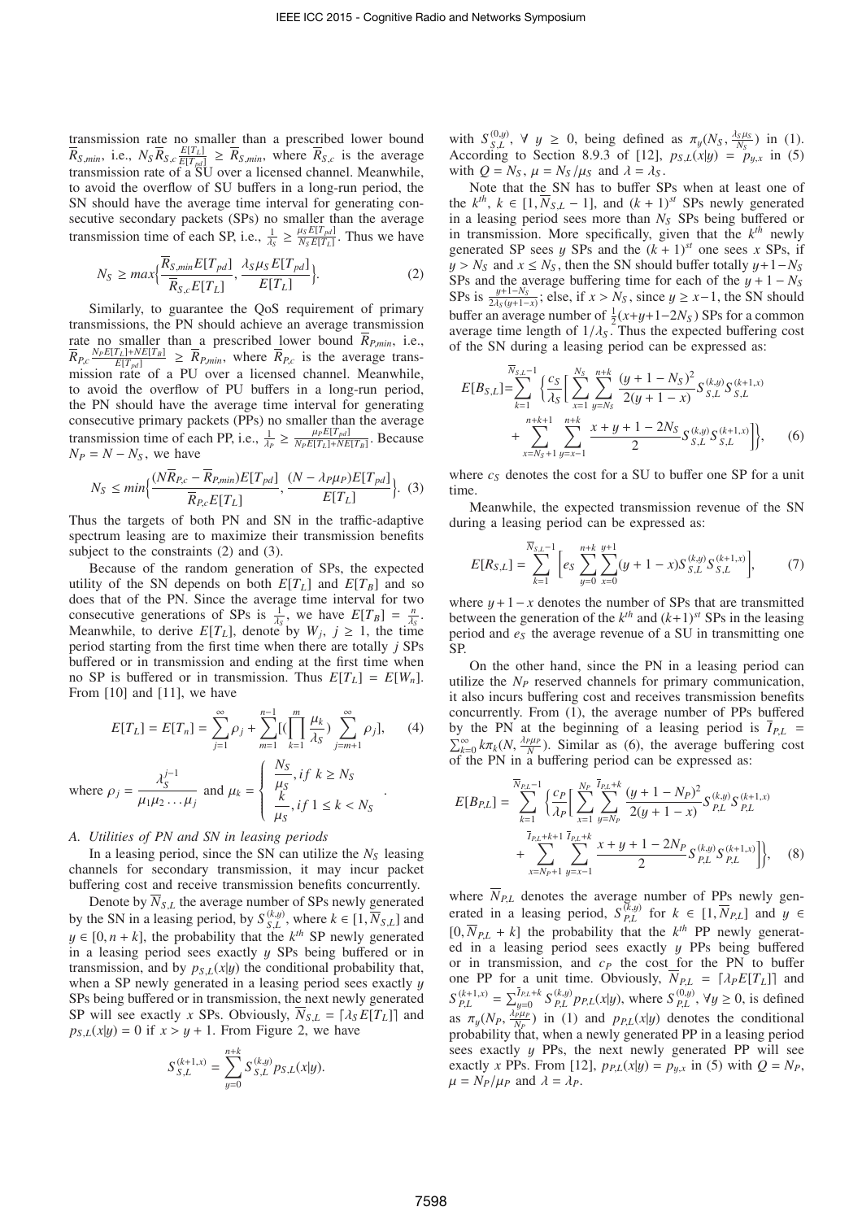transmission rate no smaller than a prescribed lower bound $\overline{R}_{S,min}$, i.e., $N_S \overline{R}_{S,c} \frac{E[T_L]}{E[T_{pd}]} \geq \overline{R}_{S,min}$, where $\overline{R}_{S,c}$ is the average transmission rate of a SU over a licensed channel. Meanwhile, to avoid the overflow of SU buffers in a long-run period, the SN should have the average time interval for generating consecutive secondary packets (SPs) no smaller than the average transmission time of each SP, i.e., $\frac{1}{\lambda_S} \geq \frac{\mu_S E[T_{pd}]}{N_S E[T_L]}$. Thus we have

$$N_S \geq max\Big\{\frac{\overline{R}_{S,min} E[T_{pd}]}{\overline{R}_{S,c} E[T_L]}, \frac{\lambda_S \mu_S E[T_{pd}]}{E[T_L]}\Big\}. \tag{2}$$

Similarly, to guarantee the QoS requirement of primary transmissions, the PN should achieve an average transmission rate no smaller than a prescribed lower bound $\overline{R}_{P,min}$, i.e., $\overline{R}_{P,c} \frac{N_P E[T_L] + N E[T_B]}{E[T_{pd}]} \geq \overline{R}_{P,min}$, where $\overline{R}_{P,c}$ is the average transmission rate of a PU over a licensed channel. Meanwhile, to avoid the overflow of PU buffers in a long-run period, the PN should have the average time interval for generating consecutive primary packets (PPs) no smaller than the average transmission time of each PP, i.e., $\frac{1}{\lambda_P} \geq \frac{\mu_P E[T_{pd}]}{N_P E[T_L] + N E[T_B]}$. Because $N_P = N - N_S$, we have

$$N_S \leq min\Big\{\frac{(N\overline{R}_{P,c} - \overline{R}_{P,min})E[T_{pd}]}{\overline{R}_{P,c} E[T_L]}, \frac{(N - \lambda_P \mu_P)E[T_{pd}]}{E[T_L]}\Big\}. \tag{3}$$

Thus the targets of both PN and SN in the traffic-adaptive spectrum leasing are to maximize their transmission benefits subject to the constraints (2) and (3).

Because of the random generation of SPs, the expected utility of the SN depends on both $E[T_L]$ and $E[T_B]$ and so does that of the PN. Since the average time interval for two consecutive generations of SPs is $\frac{1}{\lambda_S}$, we have $E[T_B] = \frac{n}{\lambda_S}$. Meanwhile, to derive $E[T_L]$, denote by $W_j$, $j \geq 1$, the time period starting from the first time when there are totally $j$ SPs buffered or in transmission and ending at the first time when no SP is buffered or in transmission. Thus $E[T_L] = E[W_n]$. From [10] and [11], we have

$$E[T_L] = E[T_n] = \sum_{j=1}^{\infty} \rho_j + \sum_{m=1}^{n-1} [(\prod_{k=1}^{m} \frac{\mu_k}{\lambda_S}) \sum_{j=m+1}^{\infty} \rho_j], \tag{4}$$

where $\rho_j = \dfrac{\lambda_S^{j-1}}{\mu_1 \mu_2 \ldots \mu_j}$ and $\mu_k = \begin{cases} \dfrac{N_S}{\mu_S}, if\ k \geq N_S \\ \dfrac{k}{\mu_S}, if\ 1 \leq k < N_S \end{cases}$.

### A. Utilities of PN and SN in leasing periods

In a leasing period, since the SN can utilize the $N_S$ leasing channels for secondary transmission, it may incur packet buffering cost and receive transmission benefits concurrently.

Denote by $\overline{N}_{S,L}$ the average number of SPs newly generated by the SN in a leasing period, by $S_{S,L}^{(k,y)}$, where $k \in [1, \overline{N}_{S,L}]$ and $y \in [0, n+k]$, the probability that the $k^{th}$ SP newly generated in a leasing period sees exactly $y$ SPs being buffered or in transmission, and by $p_{S,L}(x|y)$ the conditional probability that, when a SP newly generated in a leasing period sees exactly $y$ SPs being buffered or in transmission, the next newly generated SP will see exactly $x$ SPs. Obviously, $\overline{N}_{S,L} = \lceil \lambda_S E[T_L] \rceil$ and $p_{S,L}(x|y) = 0$ if $x > y + 1$. From Figure 2, we have

$$S_{S,L}^{(k+1,x)} = \sum_{y=0}^{n+k} S_{S,L}^{(k,y)} p_{S,L}(x|y).$$

with $S_{S,L}^{(0,y)}$, $\forall\ y \geq 0$, being defined as $\pi_y(N_S, \frac{\lambda_S \mu_S}{N_S})$ in (1). According to Section 8.9.3 of [12], $p_{S,L}(x|y) = p_{y,x}$ in (5) with $Q = N_S$, $\mu = N_S/\mu_S$ and $\lambda = \lambda_S$.

Note that the SN has to buffer SPs when at least one of the $k^{th}$, $k \in [1, \overline{N}_{S,L} - 1]$, and $(k+1)^{st}$ SPs newly generated in a leasing period sees more than $N_S$ SPs being buffered or in transmission. More specifically, given that the $k^{th}$ newly generated SP sees $y$ SPs and the $(k+1)^{st}$ one sees $x$ SPs, if $y > N_S$ and $x \leq N_S$, then the SN should buffer totally $y+1-N_S$ SPs and the average buffering time for each of the $y + 1 - N_S$ SPs is $\frac{y+1-N_S}{2\lambda_S(y+1-x)}$; else, if $x > N_S$, since $y \geq x-1$, the SN should buffer an average number of $\frac{1}{2}(x+y+1-2N_S)$ SPs for a common average time length of $1/\lambda_S$. Thus the expected buffering cost of the SN during a leasing period can be expressed as:

$$E[B_{S,L}] = \sum_{k=1}^{\overline{N}_{S,L}-1} \Big\{\frac{c_S}{\lambda_S}\Big[\sum_{x=1}^{N_S} \sum_{y=N_S}^{n+k} \frac{(y+1-N_S)^2}{2(y+1-x)} S_{S,L}^{(k,y)} S_{S,L}^{(k+1,x)} + \sum_{x=N_S+1}^{n+k+1} \sum_{y=x-1}^{n+k} \frac{x+y+1-2N_S}{2} S_{S,L}^{(k,y)} S_{S,L}^{(k+1,x)}\Big]\Big\}, \tag{6}$$

where $c_S$ denotes the cost for a SU to buffer one SP for a unit time.

Meanwhile, the expected transmission revenue of the SN during a leasing period can be expressed as:

$$E[R_{S,L}] = \sum_{k=1}^{\overline{N}_{S,L}-1} \Big[e_S \sum_{y=0}^{n+k} \sum_{x=0}^{y+1} (y+1-x) S_{S,L}^{(k,y)} S_{S,L}^{(k+1,x)}\Big], \tag{7}$$

where $y+1-x$ denotes the number of SPs that are transmitted between the generation of the $k^{th}$ and $(k+1)^{st}$ SPs in the leasing period and $e_S$ the average revenue of a SU in transmitting one SP.

On the other hand, since the PN in a leasing period can utilize the $N_P$ reserved channels for primary communication, it also incurs buffering cost and receives transmission benefits concurrently. From (1), the average number of PPs buffered by the PN at the beginning of a leasing period is $\overline{I}_{P,L} = \sum_{k=0}^{\infty} k\pi_k(N, \frac{\lambda_P \mu_P}{N})$. Similar as (6), the average buffering cost of the PN in a buffering period can be expressed as:

$$E[B_{P,L}] = \sum_{k=1}^{\overline{N}_{P,L}-1} \Big\{\frac{c_P}{\lambda_P}\Big[\sum_{x=1}^{N_P} \sum_{y=N_P}^{\overline{I}_{P,L}+k} \frac{(y+1-N_P)^2}{2(y+1-x)} S_{P,L}^{(k,y)} S_{P,L}^{(k+1,x)} + \sum_{x=N_P+1}^{\overline{I}_{P,L}+k+1} \sum_{y=x-1}^{\overline{I}_{P,L}+k} \frac{x+y+1-2N_P}{2} S_{P,L}^{(k,y)} S_{P,L}^{(k+1,x)}\Big]\Big\}, \tag{8}$$

where $\overline{N}_{P,L}$ denotes the average number of PPs newly generated in a leasing period, $S_{P,L}^{(k,y)}$ for $k \in [1, \overline{N}_{P,L}]$ and $y \in [0, \overline{N}_{P,L} + k]$ the probability that the $k^{th}$ PP newly generated in a leasing period sees exactly $y$ PPs being buffered or in transmission, and $c_P$ the cost for the PN to buffer one PP for a unit time. Obviously, $\overline{N}_{P,L} = \lceil \lambda_P E[T_L] \rceil$ and $S_{P,L}^{(k+1,x)} = \sum_{y=0}^{\overline{I}_{P,L}+k} S_{P,L}^{(k,y)} p_{P,L}(x|y)$, where $S_{P,L}^{(0,y)}$, $\forall y \geq 0$, is defined as $\pi_y(N_P, \frac{\lambda_P \mu_P}{N_P})$ in (1) and $p_{P,L}(x|y)$ denotes the conditional probability that, when a newly generated PP in a leasing period sees exactly $y$ PPs, the next newly generated PP will see exactly $x$ PPs. From [12], $p_{P,L}(x|y) = p_{y,x}$ in (5) with $Q = N_P$, $\mu = N_P/\mu_P$ and $\lambda = \lambda_P$.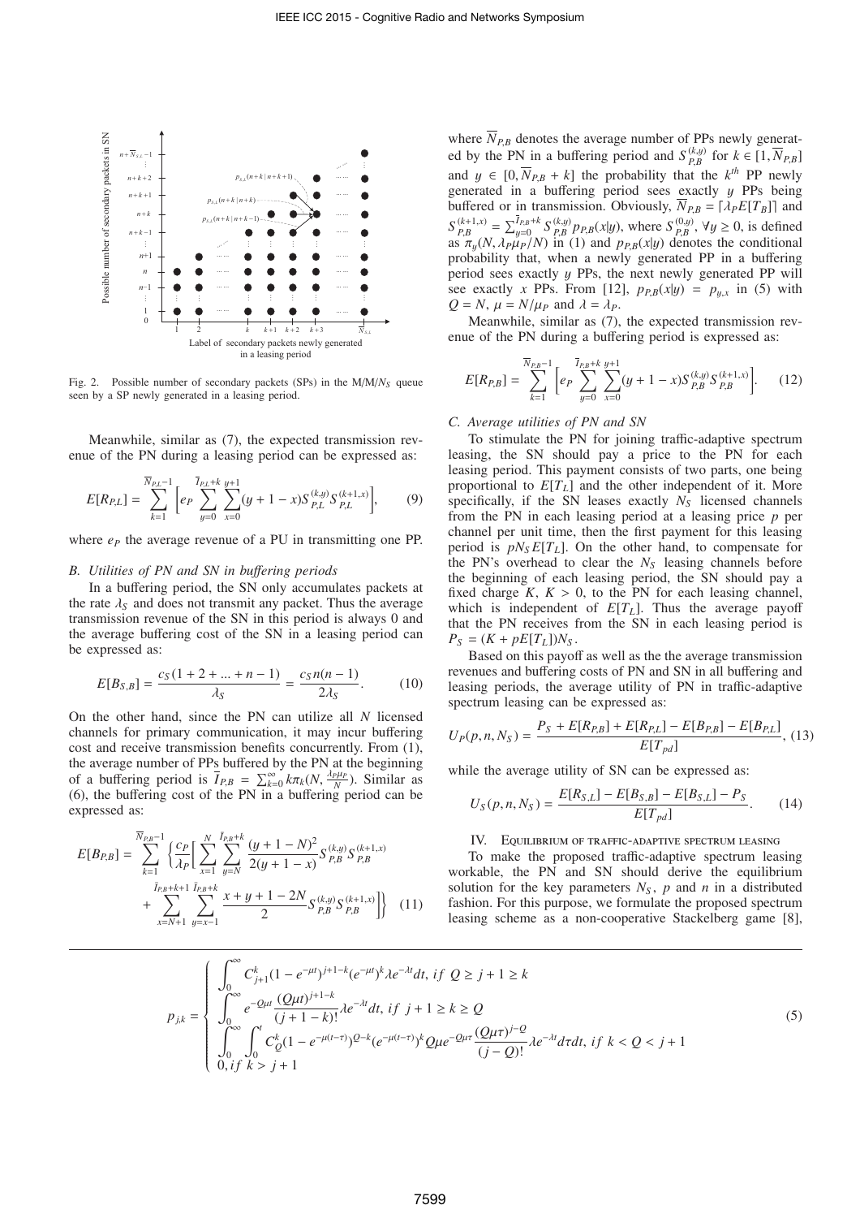Fig. 2. Possible number of secondary packets (SPs) in the M/M/$N_S$ queue seen by a SP newly generated in a leasing period.

Meanwhile, similar as (7), the expected transmission revenue of the PN during a leasing period can be expressed as:

$$E[R_{P,L}] = \sum_{k=1}^{\overline{N}_{P,L}-1} \left[ e_P \sum_{y=0}^{\bar{I}_{P,L}+k} \sum_{x=0}^{y+1} (y+1-x) S_{P,L}^{(k,y)} S_{P,L}^{(k+1,x)} \right], \quad (9)$$

where $e_P$ the average revenue of a PU in transmitting one PP.

### B. Utilities of PN and SN in buffering periods

In a buffering period, the SN only accumulates packets at the rate $\lambda_S$ and does not transmit any packet. Thus the average transmission revenue of the SN in this period is always 0 and the average buffering cost of the SN in a leasing period can be expressed as:

$$E[B_{S,B}] = \frac{c_S(1+2+...+n-1)}{\lambda_S} = \frac{c_S n(n-1)}{2\lambda_S}. \quad (10)$$

On the other hand, since the PN can utilize all $N$ licensed channels for primary communication, it may incur buffering cost and receive transmission benefits concurrently. From (1), the average number of PPs buffered by the PN at the beginning of a buffering period is $\bar{I}_{P,B} = \sum_{k=0}^{\infty} k\pi_k(N, \frac{\lambda_P \mu_P}{N})$. Similar as (6), the buffering cost of the PN in a buffering period can be expressed as:

$$E[B_{P,B}] = \sum_{k=1}^{\overline{N}_{P,B}-1} \left\{ \frac{c_P}{\lambda_P} \left[ \sum_{x=1}^{N} \sum_{y=N}^{\bar{I}_{P,B}+k} \frac{(y+1-N)^2}{2(y+1-x)} S_{P,B}^{(k,y)} S_{P,B}^{(k+1,x)} + \sum_{x=N+1}^{\bar{I}_{P,B}+k+1} \sum_{y=x-1}^{\bar{I}_{P,B}+k} \frac{x+y+1-2N}{2} S_{P,B}^{(k,y)} S_{P,B}^{(k+1,x)} \right] \right\} \quad (11)$$

where $\overline{N}_{P,B}$ denotes the average number of PPs newly generated by the PN in a buffering period and $S_{P,B}^{(k,y)}$ for $k \in [1, \overline{N}_{P,B}]$ and $y \in [0, \overline{N}_{P,B} + k]$ the probability that the $k^{th}$ PP newly generated in a buffering period sees exactly $y$ PPs being buffered or in transmission. Obviously, $\overline{N}_{P,B} = \lceil \lambda_P E[T_B] \rceil$ and $S_{P,B}^{(k+1,x)} = \sum_{y=0}^{\bar{I}_{P,B}+k} S_{P,B}^{(k,y)} p_{P,B}(x|y)$, where $S_{P,B}^{(0,y)}$, $\forall y \geq 0$, is defined as $\pi_y(N, \lambda_P \mu_P / N)$ in (1) and $p_{P,B}(x|y)$ denotes the conditional probability that, when a newly generated PP in a buffering period sees exactly $y$ PPs, the next newly generated PP will see exactly $x$ PPs. From [12], $p_{P,B}(x|y) = p_{y,x}$ in (5) with $Q = N$, $\mu = N/\mu_P$ and $\lambda = \lambda_P$.

Meanwhile, similar as (7), the expected transmission revenue of the PN during a buffering period is expressed as:

$$E[R_{P,B}] = \sum_{k=1}^{\overline{N}_{P,B}-1} \left[ e_P \sum_{y=0}^{\bar{I}_{P,B}+k} \sum_{x=0}^{y+1} (y+1-x) S_{P,B}^{(k,y)} S_{P,B}^{(k+1,x)} \right]. \quad (12)$$

### C. Average utilities of PN and SN

To stimulate the PN for joining traffic-adaptive spectrum leasing, the SN should pay a price to the PN for each leasing period. This payment consists of two parts, one being proportional to $E[T_L]$ and the other independent of it. More specifically, if the SN leases exactly $N_S$ licensed channels from the PN in each leasing period at a leasing price $p$ per channel per unit time, then the first payment for this leasing period is $pN_S E[T_L]$. On the other hand, to compensate for the PN's overhead to clear the $N_S$ leasing channels before the beginning of each leasing period, the SN should pay a fixed charge $K$, $K > 0$, to the PN for each leasing channel, which is independent of $E[T_L]$. Thus the average payoff that the PN receives from the SN in each leasing period is $P_S = (K + pE[T_L])N_S$.

Based on this payoff as well as the the average transmission revenues and buffering costs of PN and SN in all buffering and leasing periods, the average utility of PN in traffic-adaptive spectrum leasing can be expressed as:

$$U_P(p, n, N_S) = \frac{P_S + E[R_{P,B}] + E[R_{P,L}] - E[B_{P,B}] - E[B_{P,L}]}{E[T_{pd}]}, \quad (13)$$

while the average utility of SN can be expressed as:

$$U_S(p, n, N_S) = \frac{E[R_{S,L}] - E[B_{S,B}] - E[B_{S,L}] - P_S}{E[T_{pd}]}. \quad (14)$$

## IV. Equilibrium of traffic-adaptive spectrum leasing

To make the proposed traffic-adaptive spectrum leasing workable, the PN and SN should derive the equilibrium solution for the key parameters $N_S$, $p$ and $n$ in a distributed fashion. For this purpose, we formulate the proposed spectrum leasing scheme as a non-cooperative Stackelberg game [8],

$$p_{j,k} = \begin{cases} \int_0^{\infty} C_{j+1}^k (1-e^{-\mu t})^{j+1-k} (e^{-\mu t})^k \lambda e^{-\lambda t} dt, \ if \ Q \geq j+1 \geq k \\ \int_0^{\infty} e^{-Q\mu t} \frac{(Q\mu t)^{j+1-k}}{(j+1-k)!} \lambda e^{-\lambda t} dt, \ if \ j+1 \geq k \geq Q \\ \int_0^{\infty} \int_0^t C_Q^k (1-e^{-\mu(t-\tau)})^{Q-k} (e^{-\mu(t-\tau)})^k Q\mu e^{-Q\mu\tau} \frac{(Q\mu\tau)^{j-Q}}{(j-Q)!} \lambda e^{-\lambda t} d\tau dt, \ if \ k < Q < j+1 \\ 0, if \ k > j+1 \end{cases} \quad (5)$$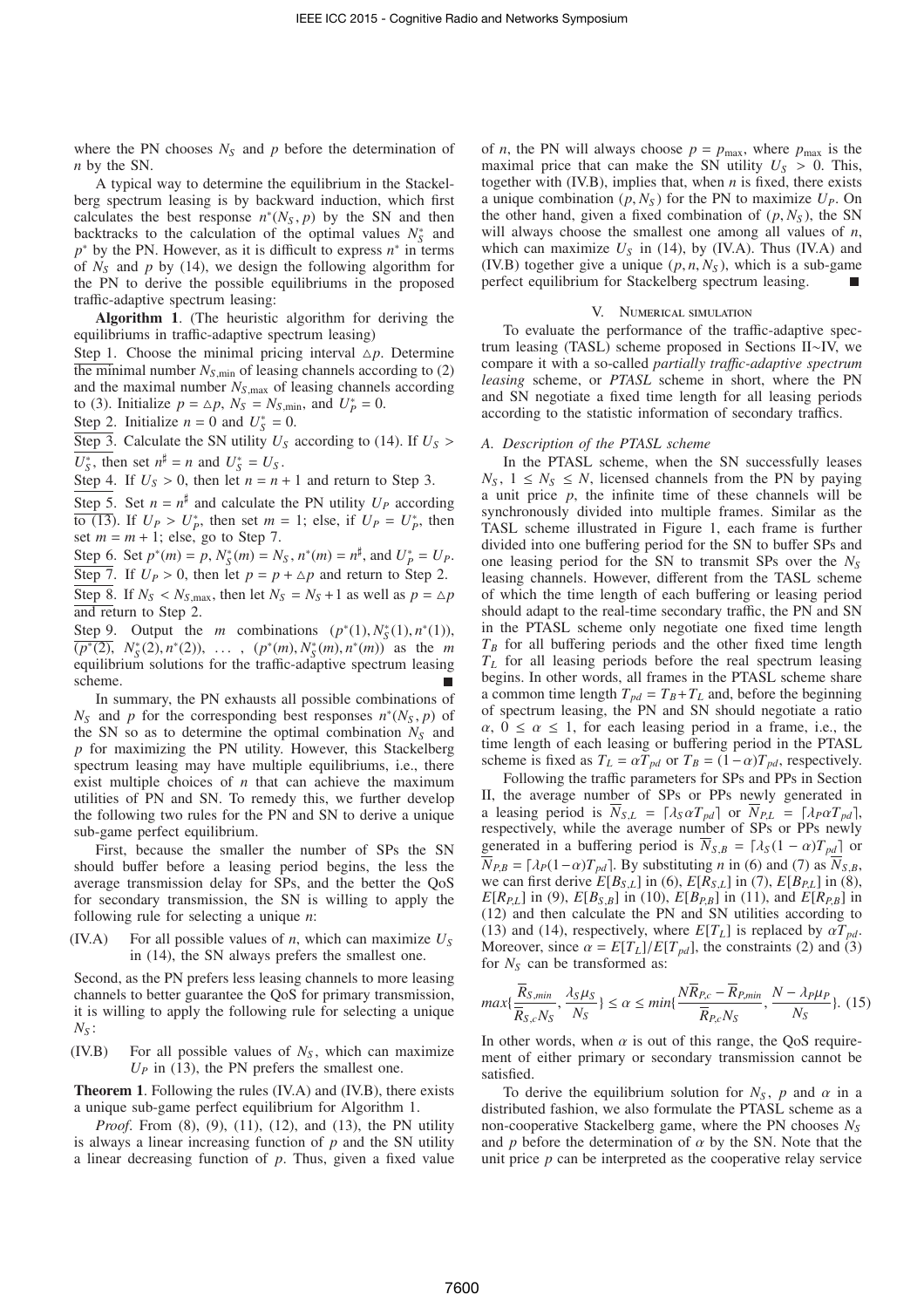where the PN chooses $N_S$ and $p$ before the determination of $n$ by the SN.

A typical way to determine the equilibrium in the Stackelberg spectrum leasing is by backward induction, which first calculates the best response $n^*(N_S, p)$ by the SN and then backtracks to the calculation of the optimal values $N_S^*$ and $p^*$ by the PN. However, as it is difficult to express $n^*$ in terms of $N_S$ and $p$ by (14), we design the following algorithm for the PN to derive the possible equilibriums in the proposed traffic-adaptive spectrum leasing:

**Algorithm 1**. (The heuristic algorithm for deriving the equilibriums in traffic-adaptive spectrum leasing)

Step 1. Choose the minimal pricing interval $\triangle p$. Determine the minimal number $N_{S,\min}$ of leasing channels according to (2) and the maximal number $N_{S,\max}$ of leasing channels according to (3). Initialize $p = \triangle p$, $N_S = N_{S,\min}$, and $U_P^* = 0$.

Step 2. Initialize $n = 0$ and $U_S^* = 0$.

Step 3. Calculate the SN utility $U_S$ according to (14). If $U_S > U_S^*$, then set $n^\sharp = n$ and $U_S^* = U_S$.

Step 4. If $U_S > 0$, then let $n = n + 1$ and return to Step 3.

Step 5. Set $n = n^\sharp$ and calculate the PN utility $U_P$ according to (13). If $U_P > U_P^*$, then set $m = 1$; else, if $U_P = U_P^*$, then set $m = m + 1$; else, go to Step 7.

Step 6. Set $p^*(m) = p$, $N_S^*(m) = N_S$, $n^*(m) = n^\sharp$, and $U_P^* = U_P$.

Step 7. If $U_P > 0$, then let $p = p + \triangle p$ and return to Step 2.

Step 8. If $N_S < N_{S,\max}$, then let $N_S = N_S + 1$ as well as $p = \triangle p$ and return to Step 2.

Step 9. Output the $m$ combinations $(p^*(1), N_S^*(1), n^*(1))$, $(p^*(2), N_S^*(2), n^*(2))$, $\ldots$, $(p^*(m), N_S^*(m), n^*(m))$ as the $m$ equilibrium solutions for the traffic-adaptive spectrum leasing scheme. ■

In summary, the PN exhausts all possible combinations of $N_S$ and $p$ for the corresponding best responses $n^*(N_S, p)$ of the SN so as to determine the optimal combination $N_S$ and $p$ for maximizing the PN utility. However, this Stackelberg spectrum leasing may have multiple equilibriums, i.e., there exist multiple choices of $n$ that can achieve the maximum utilities of PN and SN. To remedy this, we further develop the following two rules for the PN and SN to derive a unique sub-game perfect equilibrium.

First, because the smaller the number of SPs the SN should buffer before a leasing period begins, the less the average transmission delay for SPs, and the better the QoS for secondary transmission, the SN is willing to apply the following rule for selecting a unique $n$:

(IV.A) For all possible values of $n$, which can maximize $U_S$ in (14), the SN always prefers the smallest one.

Second, as the PN prefers less leasing channels to more leasing channels to better guarantee the QoS for primary transmission, it is willing to apply the following rule for selecting a unique $N_S$:

(IV.B) For all possible values of $N_S$, which can maximize $U_P$ in (13), the PN prefers the smallest one.

**Theorem 1**. Following the rules (IV.A) and (IV.B), there exists a unique sub-game perfect equilibrium for Algorithm 1.

*Proof*. From (8), (9), (11), (12), and (13), the PN utility is always a linear increasing function of $p$ and the SN utility a linear decreasing function of $p$. Thus, given a fixed value of $n$, the PN will always choose $p = p_{\max}$, where $p_{\max}$ is the maximal price that can make the SN utility $U_S > 0$. This, together with (IV.B), implies that, when $n$ is fixed, there exists a unique combination $(p, N_S)$ for the PN to maximize $U_P$. On the other hand, given a fixed combination of $(p, N_S)$, the SN will always choose the smallest one among all values of $n$, which can maximize $U_S$ in (14), by (IV.A). Thus (IV.A) and (IV.B) together give a unique $(p, n, N_S)$, which is a sub-game perfect equilibrium for Stackelberg spectrum leasing. ■

## V. Numerical simulation

To evaluate the performance of the traffic-adaptive spectrum leasing (TASL) scheme proposed in Sections II∼IV, we compare it with a so-called *partially traffic-adaptive spectrum leasing* scheme, or *PTASL* scheme in short, where the PN and SN negotiate a fixed time length for all leasing periods according to the statistic information of secondary traffics.

### A. Description of the PTASL scheme

In the PTASL scheme, when the SN successfully leases $N_S$, $1 \le N_S \le N$, licensed channels from the PN by paying a unit price $p$, the infinite time of these channels will be synchronously divided into multiple frames. Similar as the TASL scheme illustrated in Figure 1, each frame is further divided into one buffering period for the SN to buffer SPs and one leasing period for the SN to transmit SPs over the $N_S$ leasing channels. However, different from the TASL scheme of which the time length of each buffering or leasing period should adapt to the real-time secondary traffic, the PN and SN in the PTASL scheme only negotiate one fixed time length $T_B$ for all buffering periods and the other fixed time length $T_L$ for all leasing periods before the real spectrum leasing begins. In other words, all frames in the PTASL scheme share a common time length $T_{pd} = T_B + T_L$ and, before the beginning of spectrum leasing, the PN and SN should negotiate a ratio $\alpha$, $0 \le \alpha \le 1$, for each leasing period in a frame, i.e., the time length of each leasing or buffering period in the PTASL scheme is fixed as $T_L = \alpha T_{pd}$ or $T_B = (1-\alpha)T_{pd}$, respectively.

Following the traffic parameters for SPs and PPs in Section II, the average number of SPs or PPs newly generated in a leasing period is $\overline{N}_{S,L} = \lceil \lambda_S \alpha T_{pd} \rceil$ or $\overline{N}_{P,L} = \lceil \lambda_P \alpha T_{pd} \rceil$, respectively, while the average number of SPs or PPs newly generated in a buffering period is $\overline{N}_{S,B} = \lceil \lambda_S (1-\alpha) T_{pd} \rceil$ or $\overline{N}_{P,B} = \lceil \lambda_P (1-\alpha) T_{pd} \rceil$, respectively. By substituting $n$ in (6) and (7) as $\overline{N}_{S,B}$, we can first derive $E[B_{S,L}]$ in (6), $E[R_{S,L}]$ in (7), $E[B_{P,L}]$ in (8), $E[R_{P,L}]$ in (9), $E[B_{S,B}]$ in (10), $E[B_{P,B}]$ in (11), and $E[R_{P,B}]$ in (12) and then calculate the PN and SN utilities according to (13) and (14), respectively, where $E[T_L]$ is replaced by $\alpha T_{pd}$. Moreover, since $\alpha = E[T_L]/E[T_{pd}]$, the constraints (2) and (3) for $N_S$ can be transformed as:

$$max\{\frac{\overline{R}_{S,min}}{\overline{R}_{S,c}N_S}, \frac{\lambda_S \mu_S}{N_S}\} \le \alpha \le min\{\frac{N\overline{R}_{P,c} - \overline{R}_{P,min}}{\overline{R}_{P,c}N_S}, \frac{N - \lambda_P \mu_P}{N_S}\}. \quad (15)$$

In other words, when $\alpha$ is out of this range, the QoS requirement of either primary or secondary transmission cannot be satisfied.

To derive the equilibrium solution for $N_S$, $p$ and $\alpha$ in a distributed fashion, we also formulate the PTASL scheme as a non-cooperative Stackelberg game, where the PN chooses $N_S$ and $p$ before the determination of $\alpha$ by the SN. Note that the unit price $p$ can be interpreted as the cooperative relay service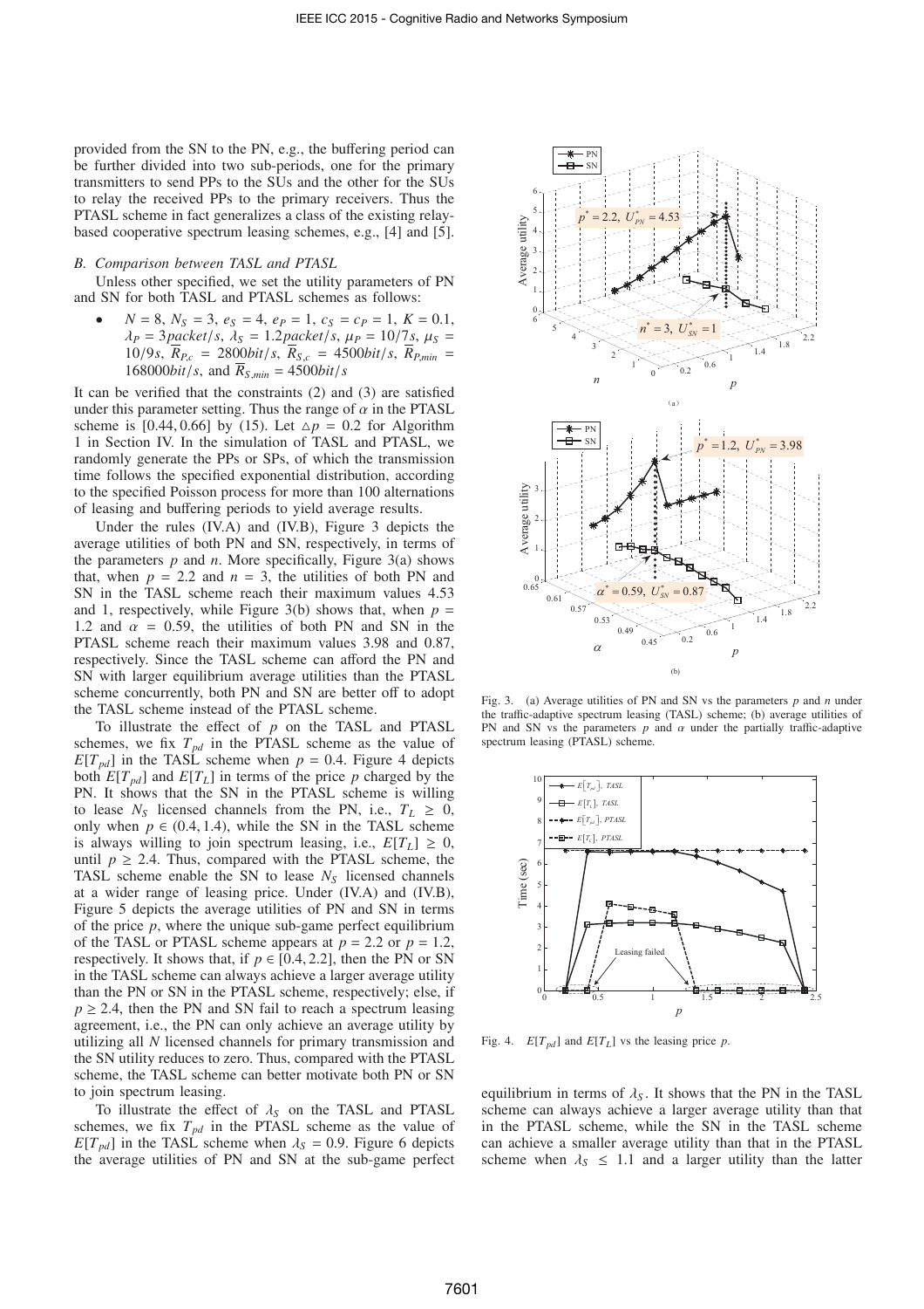provided from the SN to the PN, e.g., the buffering period can be further divided into two sub-periods, one for the primary transmitters to send PPs to the SUs and the other for the SUs to relay the received PPs to the primary receivers. Thus the PTASL scheme in fact generalizes a class of the existing relay-based cooperative spectrum leasing schemes, e.g., [4] and [5].

### B. Comparison between TASL and PTASL

Unless other specified, we set the utility parameters of PN and SN for both TASL and PTASL schemes as follows:

- $N = 8$, $N_S = 3$, $e_S = 4$, $e_P = 1$, $c_S = c_P = 1$, $K = 0.1$, $\lambda_P = 3packet/s$, $\lambda_S = 1.2packet/s$, $\mu_P = 10/7s$, $\mu_S = 10/9s$, $\overline{R}_{P,c} = 2800bit/s$, $\overline{R}_{S,c} = 4500bit/s$, $\overline{R}_{P,min} = 168000bit/s$, and $\overline{R}_{S,min} = 4500bit/s$

It can be verified that the constraints (2) and (3) are satisfied under this parameter setting. Thus the range of $\alpha$ in the PTASL scheme is $[0.44, 0.66]$ by (15). Let $\triangle p = 0.2$ for Algorithm 1 in Section IV. In the simulation of TASL and PTASL, we randomly generate the PPs or SPs, of which the transmission time follows the specified exponential distribution, according to the specified Poisson process for more than 100 alternations of leasing and buffering periods to yield average results.

Under the rules (IV.A) and (IV.B), Figure 3 depicts the average utilities of both PN and SN, respectively, in terms of the parameters $p$ and $n$. More specifically, Figure 3(a) shows that, when $p = 2.2$ and $n = 3$, the utilities of both PN and SN in the TASL scheme reach their maximum values 4.53 and 1, respectively, while Figure 3(b) shows that, when $p = 1.2$ and $\alpha = 0.59$, the utilities of both PN and SN in the PTASL scheme reach their maximum values 3.98 and 0.87, respectively. Since the TASL scheme can afford the PN and SN with larger equilibrium average utilities than the PTASL scheme concurrently, both PN and SN are better off to adopt the TASL scheme instead of the PTASL scheme.

To illustrate the effect of $p$ on the TASL and PTASL schemes, we fix $T_{pd}$ in the PTASL scheme as the value of $E[T_{pd}]$ in the TASL scheme when $p = 0.4$. Figure 4 depicts both $E[T_{pd}]$ and $E[T_L]$ in terms of the price $p$ charged by the PN. It shows that the SN in the PTASL scheme is willing to lease $N_S$ licensed channels from the PN, i.e., $T_L \geq 0$, only when $p \in (0.4, 1.4)$, while the SN in the TASL scheme is always willing to join spectrum leasing, i.e., $E[T_L] \geq 0$, until $p \geq 2.4$. Thus, compared with the PTASL scheme, the TASL scheme enable the SN to lease $N_S$ licensed channels at a wider range of leasing price. Under (IV.A) and (IV.B), Figure 5 depicts the average utilities of PN and SN in terms of the price $p$, where the unique sub-game perfect equilibrium of the TASL or PTASL scheme appears at $p = 2.2$ or $p = 1.2$, respectively. It shows that, if $p \in [0.4, 2.2]$, then the PN or SN in the TASL scheme can always achieve a larger average utility than the PN or SN in the PTASL scheme, respectively; else, if $p \geq 2.4$, then the PN and SN fail to reach a spectrum leasing agreement, i.e., the PN can only achieve an average utility by utilizing all $N$ licensed channels for primary transmission and the SN utility reduces to zero. Thus, compared with the PTASL scheme, the TASL scheme can better motivate both PN or SN to join spectrum leasing.

To illustrate the effect of $\lambda_S$ on the TASL and PTASL schemes, we fix $T_{pd}$ in the PTASL scheme as the value of $E[T_{pd}]$ in the TASL scheme when $\lambda_S = 0.9$. Figure 6 depicts the average utilities of PN and SN at the sub-game perfect equilibrium in terms of $\lambda_S$. It shows that the PN in the TASL scheme can always achieve a larger average utility than that in the PTASL scheme, while the SN in the TASL scheme can achieve a smaller average utility than that in the PTASL scheme when $\lambda_S \leq 1.1$ and a larger utility than the latter

Fig. 3. (a) Average utilities of PN and SN vs the parameters $p$ and $n$ under the traffic-adaptive spectrum leasing (TASL) scheme; (b) average utilities of PN and SN vs the parameters $p$ and $\alpha$ under the partially traffic-adaptive spectrum leasing (PTASL) scheme.

Fig. 4. $E[T_{pd}]$ and $E[T_L]$ vs the leasing price $p$.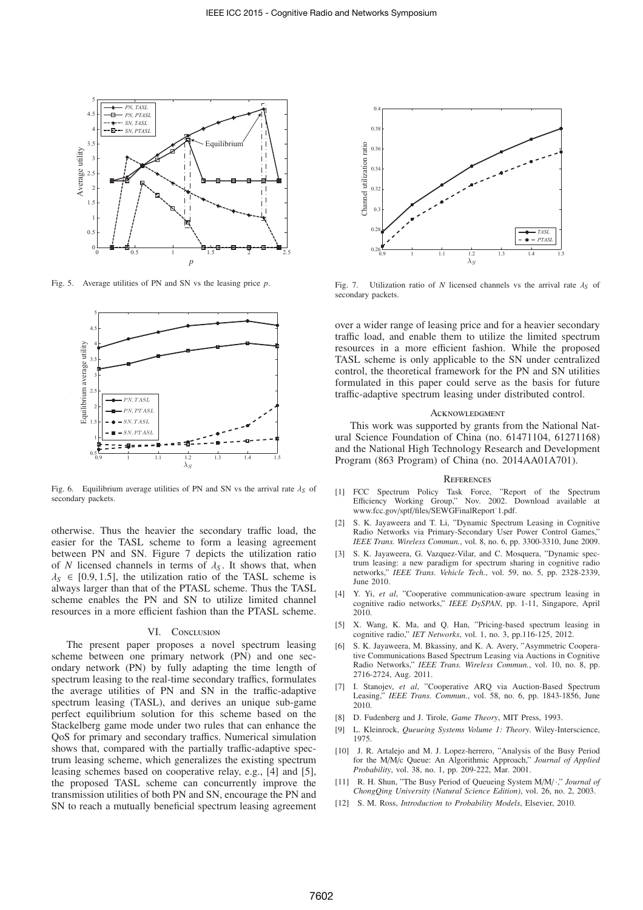5
4.5
4
3.5
3
2.5
2
1.5
1
0.5
0
Average utility
0 0.5 1 1.5 2 2.5
$p$
PN, TASL
PN, PTASL
SN, TASL
SN, PTASL
Equilibrium

Fig. 5. Average utilities of PN and SN vs the leasing price $p$.

5
4.5
4
3.5
3
2.5
2
1.5
1
0.5
Equilibrium average utility
0.9 1 1.1 1.2 1.3 1.4 1.5
$\lambda_S$
PN, TASL
PN, PTASL
SN, TASL
SN, PTASL

Fig. 6. Equilibrium average utilities of PN and SN vs the arrival rate $\lambda_S$ of secondary packets.

otherwise. Thus the heavier the secondary traffic load, the easier for the TASL scheme to form a leasing agreement between PN and SN. Figure 7 depicts the utilization ratio of $N$ licensed channels in terms of $\lambda_S$. It shows that, when $\lambda_S \in [0.9, 1.5]$, the utilization ratio of the TASL scheme is always larger than that of the PTASL scheme. Thus the TASL scheme enables the PN and SN to utilize limited channel resources in a more efficient fashion than the PTASL scheme.

## VI. Conclusion

The present paper proposes a novel spectrum leasing scheme between one primary network (PN) and one secondary network (PN) by fully adapting the time length of spectrum leasing to the real-time secondary traffics, formulates the average utilities of PN and SN in the traffic-adaptive spectrum leasing (TASL), and derives an unique sub-game perfect equilibrium solution for this scheme based on the Stackelberg game mode under two rules that can enhance the QoS for primary and secondary traffics. Numerical simulation shows that, compared with the partially traffic-adaptive spectrum leasing scheme, which generalizes the existing spectrum leasing schemes based on cooperative relay, e.g., [4] and [5], the proposed TASL scheme can concurrently improve the transmission utilities of both PN and SN, encourage the PN and SN to reach a mutually beneficial spectrum leasing agreement over a wider range of leasing price and for a heavier secondary traffic load, and enable them to utilize the limited spectrum resources in a more efficient fashion. While the proposed TASL scheme is only applicable to the SN under centralized control, the theoretical framework for the PN and SN utilities formulated in this paper could serve as the basis for future traffic-adaptive spectrum leasing under distributed control.

0.4
0.38
0.36
0.34
0.32
0.3
0.28
0.26
Channel utilization ratio
0.9 1 1.1 1.2 1.3 1.4 1.5
$\lambda_S$
TASL
PTASL

Fig. 7. Utilization ratio of $N$ licensed channels vs the arrival rate $\lambda_S$ of secondary packets.

## Acknowledgment

This work was supported by grants from the National Natural Science Foundation of China (no. 61471104, 61271168) and the National High Technology Research and Development Program (863 Program) of China (no. 2014AA01A701).

## References

[1] FCC Spectrum Policy Task Force, "Report of the Spectrum Efficiency Working Group," Nov. 2002. Download available at www.fcc.gov/sptf/files/SEWGFinalReport˙1.pdf.

[2] S. K. Jayaweera and T. Li, "Dynamic Spectrum Leasing in Cognitive Radio Networks via Primary-Secondary User Power Control Games," *IEEE Trans. Wireless Commun.*, vol. 8, no. 6, pp. 3300-3310, June 2009.

[3] S. K. Jayaweera, G. Vazquez-Vilar, and C. Mosquera, "Dynamic spectrum leasing: a new paradigm for spectrum sharing in cognitive radio networks," *IEEE Trans. Vehicle Tech.*, vol. 59, no. 5, pp. 2328-2339, June 2010.

[4] Y. Yi, *et al*, "Cooperative communication-aware spectrum leasing in cognitive radio networks," *IEEE DySPAN*, pp. 1-11, Singapore, April 2010.

[5] X. Wang, K. Ma, and Q. Han, "Pricing-based spectrum leasing in cognitive radio," *IET Networks*, vol. 1, no. 3, pp.116-125, 2012.

[6] S. K. Jayaweera, M. Bkassiny, and K. A. Avery, "Asymmetric Cooperative Communications Based Spectrum Leasing via Auctions in Cognitive Radio Networks," *IEEE Trans. Wireless Commun.*, vol. 10, no. 8, pp. 2716-2724, Aug. 2011.

[7] I. Stanojev, *et al*, "Cooperative ARQ via Auction-Based Spectrum Leasing," *IEEE Trans. Commun.*, vol. 58, no. 6, pp. 1843-1856, June 2010.

[8] D. Fudenberg and J. Tirole, *Game Theory*, MIT Press, 1993.

[9] L. Kleinrock, *Queueing Systems Volume 1: Theory*. Wiley-Interscience, 1975.

[10] J. R. Artalejo and M. J. Lopez-herrero, "Analysis of the Busy Period for the M/M/c Queue: An Algorithmic Approach," *Journal of Applied Probability*, vol. 38, no. 1, pp. 209-222, Mar. 2001.

[11] R. H. Shun, "The Busy Period of Queueing System M/M/·," *Journal of ChongQing University (Natural Science Edition)*, vol. 26, no. 2, 2003.

[12] S. M. Ross, *Introduction to Probability Models*, Elsevier, 2010.